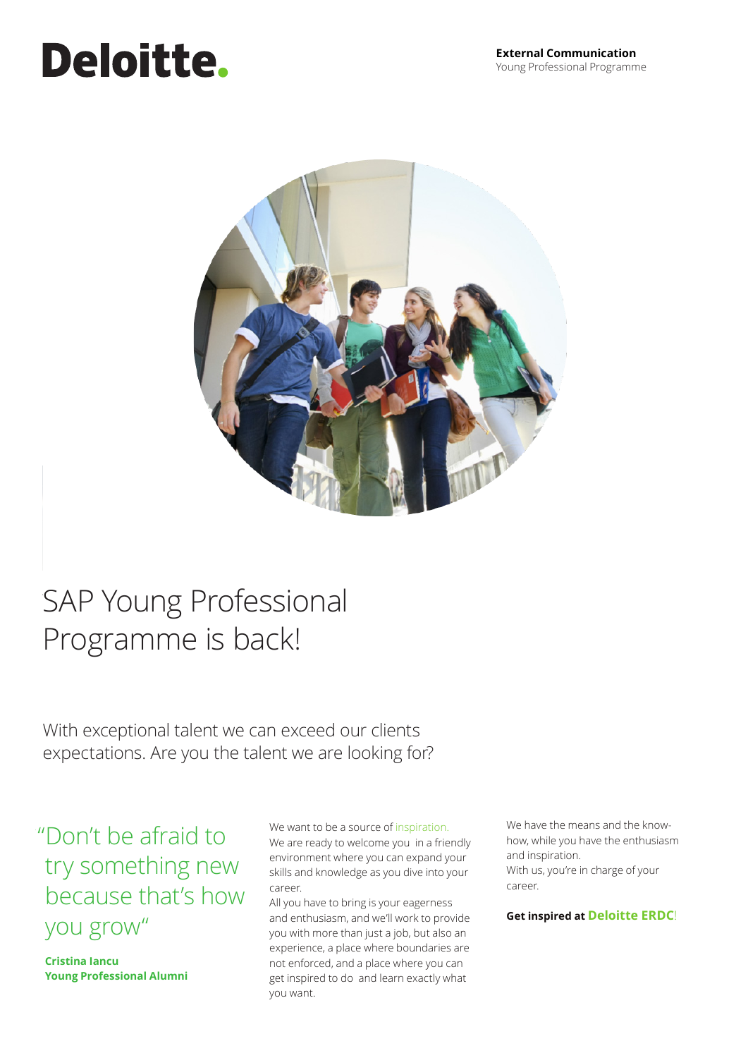Deloitte.

**External Communication**
Young Professional Programme

# SAP Young Professional Programme is back!

With exceptional talent we can exceed our clients expectations. Are you the talent we are looking for?

"Don't be afraid to try something new because that's how you grow"

**Cristina Iancu**
**Young Professional Alumni**

We want to be a source of inspiration.
We are ready to welcome you in a friendly environment where you can expand your skills and knowledge as you dive into your career.
All you have to bring is your eagerness and enthusiasm, and we'll work to provide you with more than just a job, but also an experience, a place where boundaries are not enforced, and a place where you can get inspired to do and learn exactly what you want.

We have the means and the know-how, while you have the enthusiasm and inspiration.
With us, you're in charge of your career.

**Get inspired at Deloitte ERDC!**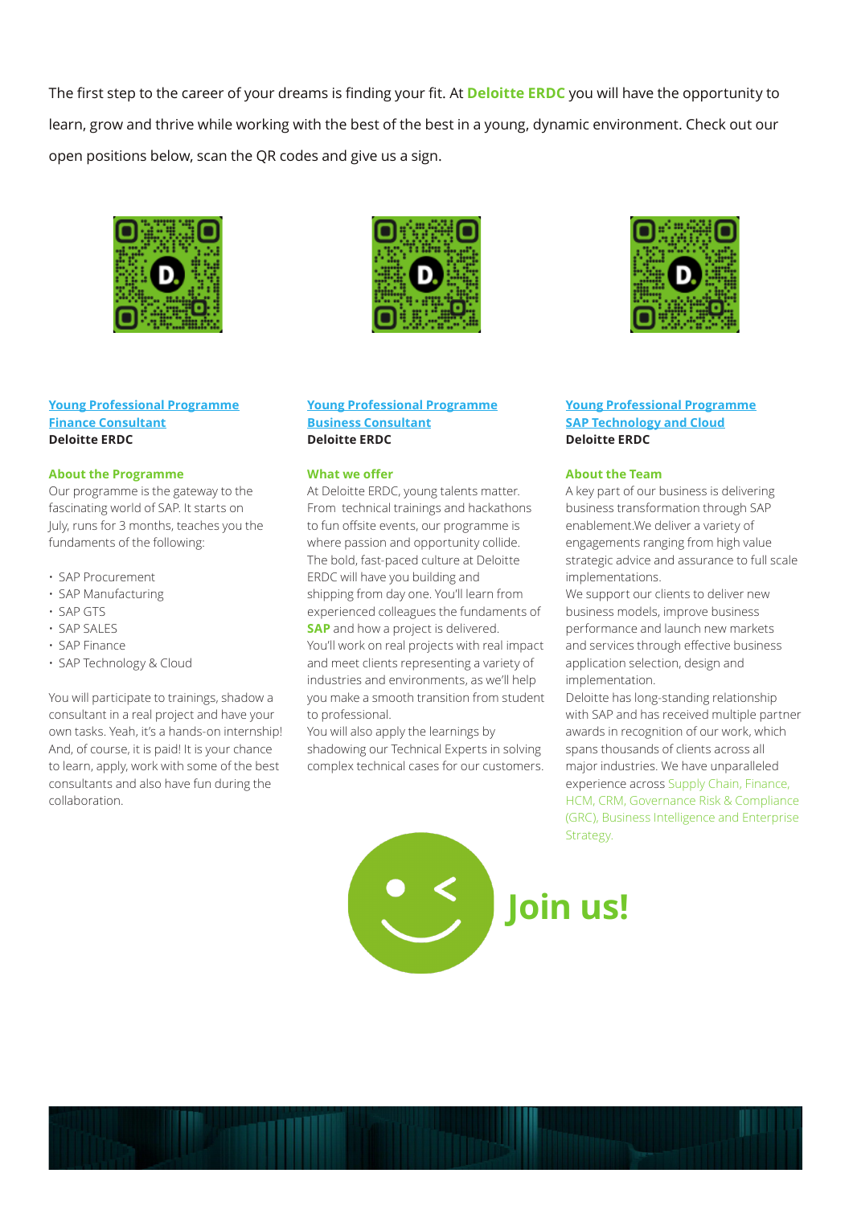The first step to the career of your dreams is finding your fit. At **Deloitte ERDC** you will have the opportunity to learn, grow and thrive while working with the best of the best in a young, dynamic environment. Check out our open positions below, scan the QR codes and give us a sign.

**Young Professional Programme**
**Finance Consultant**
**Deloitte ERDC**

**About the Programme**

Our programme is the gateway to the fascinating world of SAP. It starts on July, runs for 3 months, teaches you the fundaments of the following:

- SAP Procurement
- SAP Manufacturing
- SAP GTS
- SAP SALES
- SAP Finance
- SAP Technology & Cloud

You will participate to trainings, shadow a consultant in a real project and have your own tasks. Yeah, it's a hands-on internship! And, of course, it is paid! It is your chance to learn, apply, work with some of the best consultants and also have fun during the collaboration.

**Young Professional Programme**
**Business Consultant**
**Deloitte ERDC**

**What we offer**

At Deloitte ERDC, young talents matter. From technical trainings and hackathons to fun offsite events, our programme is where passion and opportunity collide. The bold, fast-paced culture at Deloitte ERDC will have you building and shipping from day one. You'll learn from experienced colleagues the fundaments of **SAP** and how a project is delivered. You'll work on real projects with real impact and meet clients representing a variety of industries and environments, as we'll help you make a smooth transition from student to professional.
You will also apply the learnings by shadowing our Technical Experts in solving complex technical cases for our customers.

**Young Professional Programme**
**SAP Technology and Cloud**
**Deloitte ERDC**

**About the Team**

A key part of our business is delivering business transformation through SAP enablement.We deliver a variety of engagements ranging from high value strategic advice and assurance to full scale implementations.
We support our clients to deliver new business models, improve business performance and launch new markets and services through effective business application selection, design and implementation.
Deloitte has long-standing relationship with SAP and has received multiple partner awards in recognition of our work, which spans thousands of clients across all major industries. We have unparalleled experience across Supply Chain, Finance, HCM, CRM, Governance Risk & Compliance (GRC), Business Intelligence and Enterprise Strategy.

**Join us!**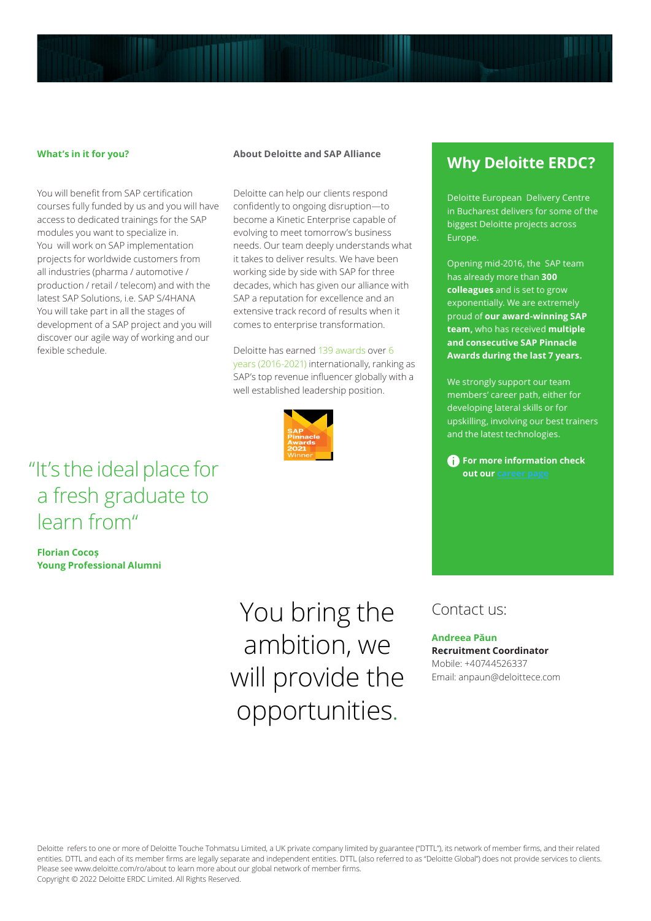## What's in it for you?

You will benefit from SAP certification courses fully funded by us and you will have access to dedicated trainings for the SAP modules you want to specialize in.
You will work on SAP implementation projects for worldwide customers from all industries (pharma / automotive / production / retail / telecom) and with the latest SAP Solutions, i.e. SAP S/4HANA
You will take part in all the stages of development of a SAP project and you will discover our agile way of working and our fexible schedule.

## About Deloitte and SAP Alliance

Deloitte can help our clients respond confidently to ongoing disruption—to become a Kinetic Enterprise capable of evolving to meet tomorrow's business needs. Our team deeply understands what it takes to deliver results. We have been working side by side with SAP for three decades, which has given our alliance with SAP a reputation for excellence and an extensive track record of results when it comes to enterprise transformation.

Deloitte has earned 139 awards over 6 years (2016-2021) internationally, ranking as SAP's top revenue influencer globally with a well established leadership position.

SAP Pinnacle Awards 2021 Winner

## Why Deloitte ERDC?

Deloitte European Delivery Centre in Bucharest delivers for some of the biggest Deloitte projects across Europe.

Opening mid-2016, the SAP team has already more than **300 colleagues** and is set to grow exponentially. We are extremely proud of **our award-winning SAP team,** who has received **multiple and consecutive SAP Pinnacle Awards during the last 7 years.**

We strongly support our team members' career path, either for developing lateral skills or for upskilling, involving our best trainers and the latest technologies.

**For more information check out our career page**

> "It's the ideal place for a fresh graduate to learn from"

**Florian Cocoș**
**Young Professional Alumni**

# You bring the ambition, we will provide the opportunities.

## Contact us:

**Andreea Păun**
**Recruitment Coordinator**
Mobile: +40744526337
Email: anpaun@deloittece.com

Deloitte refers to one or more of Deloitte Touche Tohmatsu Limited, a UK private company limited by guarantee ("DTTL"), its network of member firms, and their related entities. DTTL and each of its member firms are legally separate and independent entities. DTTL (also referred to as "Deloitte Global") does not provide services to clients. Please see www.deloitte.com/ro/about to learn more about our global network of member firms.
Copyright © 2022 Deloitte ERDC Limited. All Rights Reserved.